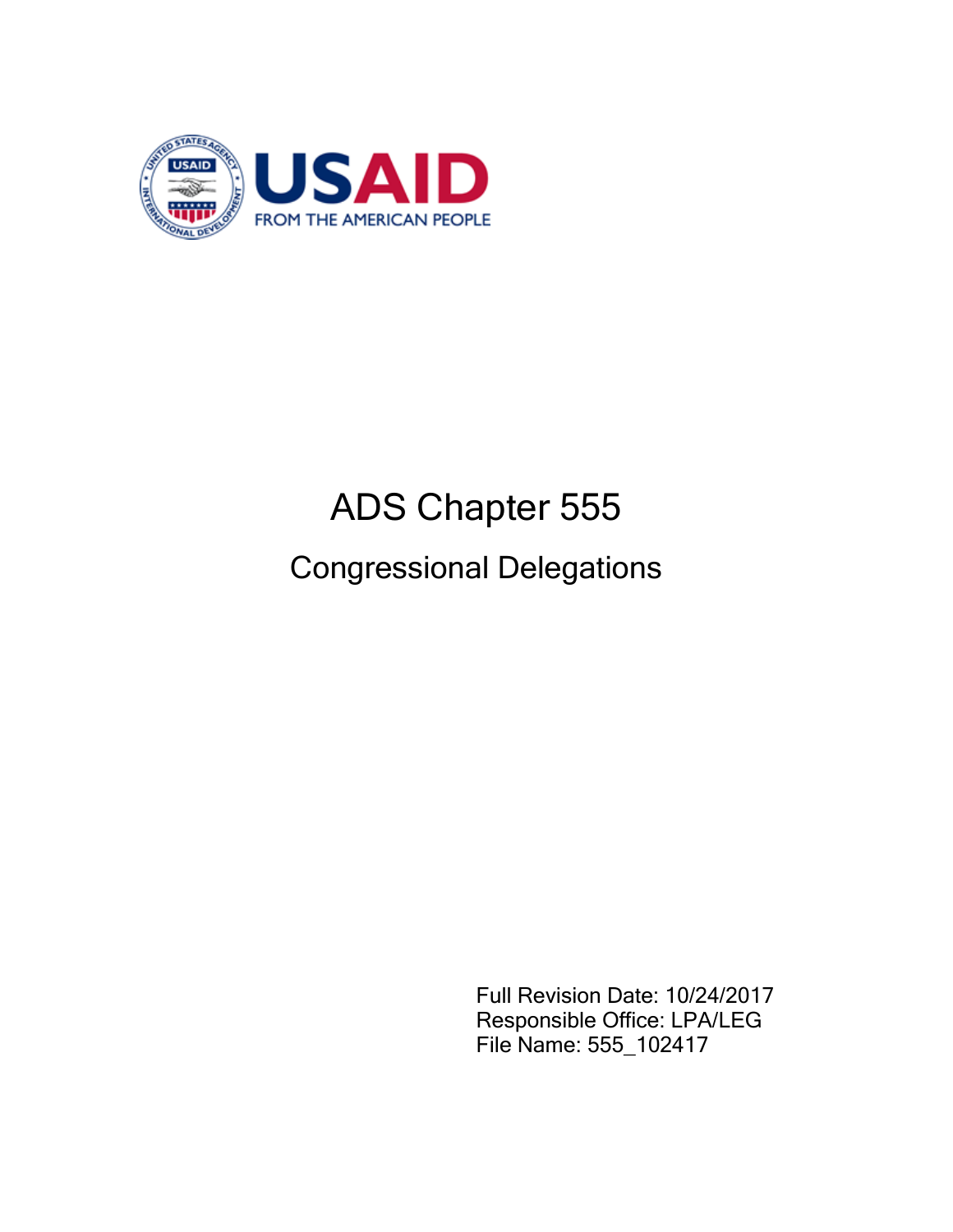# ADS Chapter 555

## Congressional Delegations

Full Revision Date: 10/24/2017
Responsible Office: LPA/LEG
File Name: 555_102417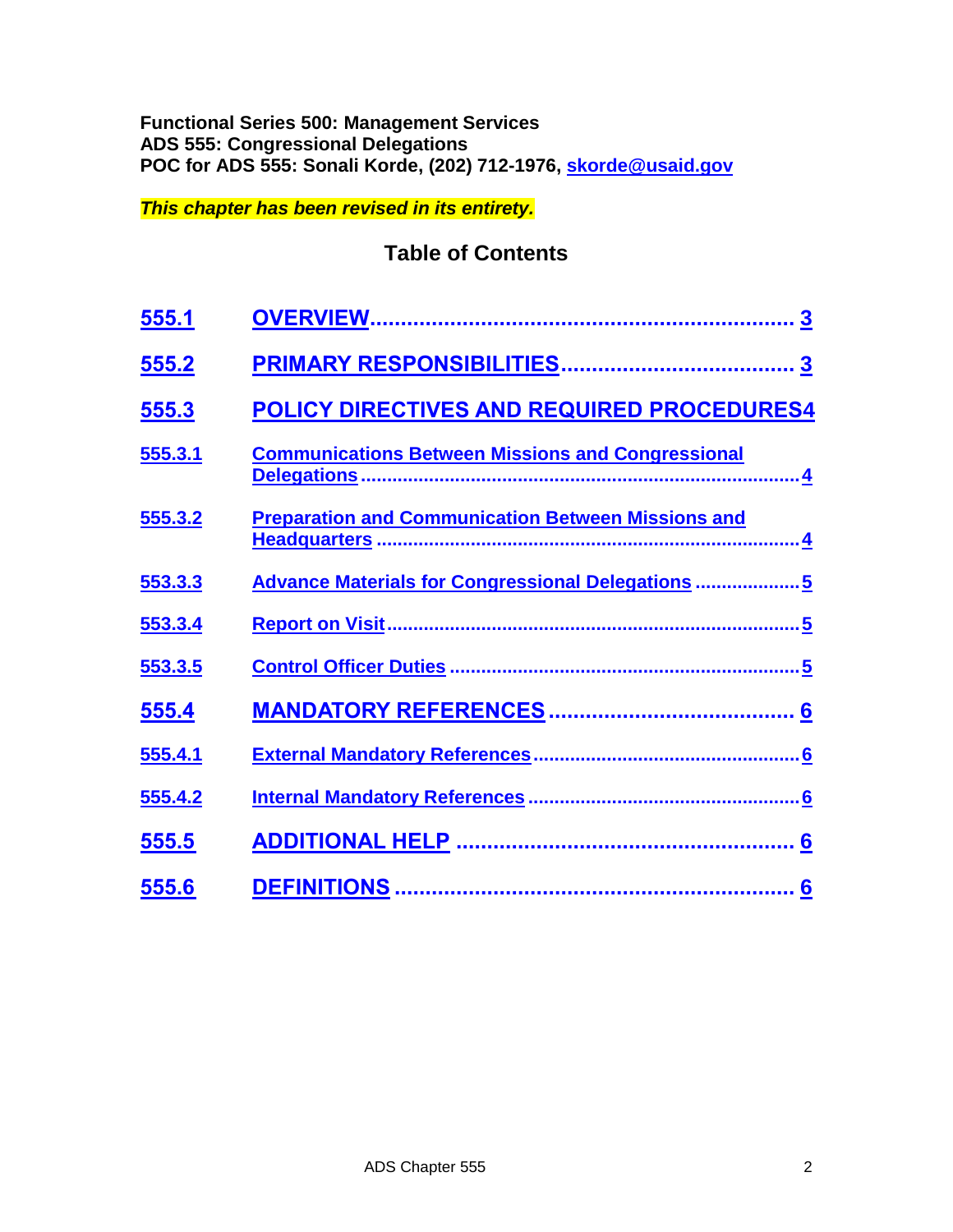**Functional Series 500: Management Services**
**ADS 555: Congressional Delegations**
**POC for ADS 555: Sonali Korde, (202) 712-1976, skorde@usaid.gov**

***This chapter has been revised in its entirety.***

## Table of Contents

| | | |
|---|---|---|
| **555.1** | **OVERVIEW** | **3** |
| **555.2** | **PRIMARY RESPONSIBILITIES** | **3** |
| **555.3** | **POLICY DIRECTIVES AND REQUIRED PROCEDURES** | **4** |
| **555.3.1** | **Communications Between Missions and Congressional Delegations** | **4** |
| **555.3.2** | **Preparation and Communication Between Missions and Headquarters** | **4** |
| **553.3.3** | **Advance Materials for Congressional Delegations** | **5** |
| **553.3.4** | **Report on Visit** | **5** |
| **553.3.5** | **Control Officer Duties** | **5** |
| **555.4** | **MANDATORY REFERENCES** | **6** |
| **555.4.1** | **External Mandatory References** | **6** |
| **555.4.2** | **Internal Mandatory References** | **6** |
| **555.5** | **ADDITIONAL HELP** | **6** |
| **555.6** | **DEFINITIONS** | **6** |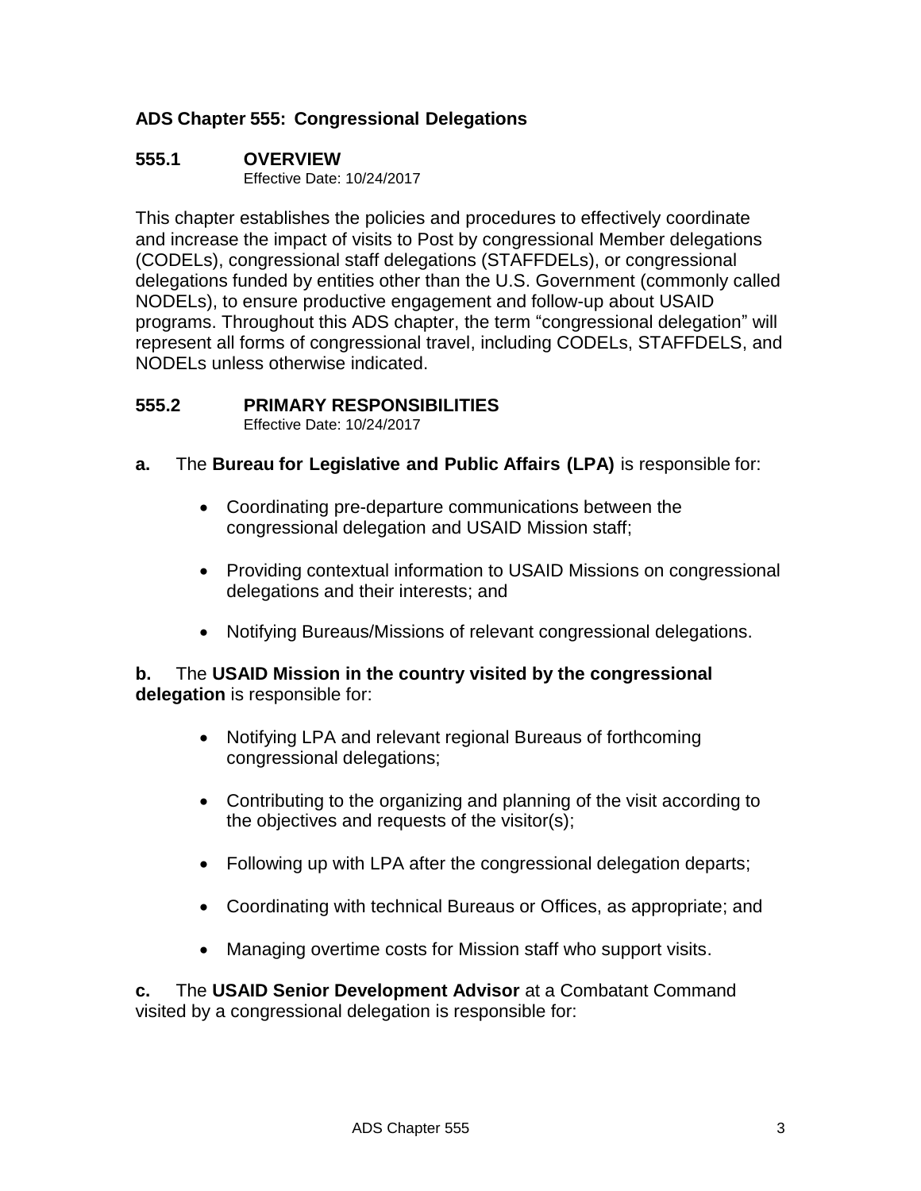## ADS Chapter 555: Congressional Delegations

### 555.1 OVERVIEW

Effective Date: 10/24/2017

This chapter establishes the policies and procedures to effectively coordinate and increase the impact of visits to Post by congressional Member delegations (CODELs), congressional staff delegations (STAFFDELs), or congressional delegations funded by entities other than the U.S. Government (commonly called NODELs), to ensure productive engagement and follow-up about USAID programs. Throughout this ADS chapter, the term "congressional delegation" will represent all forms of congressional travel, including CODELs, STAFFDELS, and NODELs unless otherwise indicated.

### 555.2 PRIMARY RESPONSIBILITIES

Effective Date: 10/24/2017

**a.** The **Bureau for Legislative and Public Affairs (LPA)** is responsible for:

- Coordinating pre-departure communications between the congressional delegation and USAID Mission staff;
- Providing contextual information to USAID Missions on congressional delegations and their interests; and
- Notifying Bureaus/Missions of relevant congressional delegations.

**b.** The **USAID Mission in the country visited by the congressional delegation** is responsible for:

- Notifying LPA and relevant regional Bureaus of forthcoming congressional delegations;
- Contributing to the organizing and planning of the visit according to the objectives and requests of the visitor(s);
- Following up with LPA after the congressional delegation departs;
- Coordinating with technical Bureaus or Offices, as appropriate; and
- Managing overtime costs for Mission staff who support visits.

**c.** The **USAID Senior Development Advisor** at a Combatant Command visited by a congressional delegation is responsible for: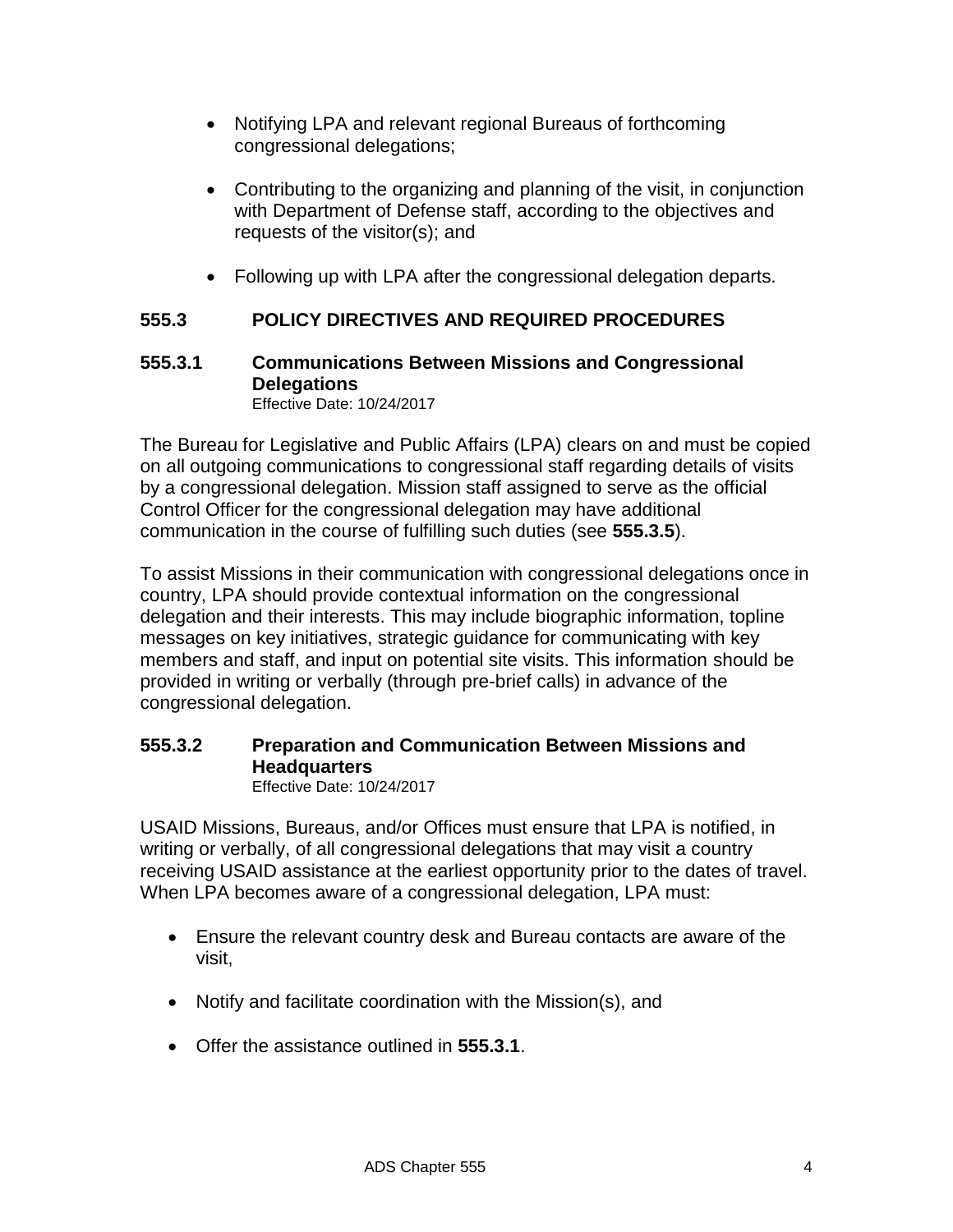- Notifying LPA and relevant regional Bureaus of forthcoming congressional delegations;
- Contributing to the organizing and planning of the visit, in conjunction with Department of Defense staff, according to the objectives and requests of the visitor(s); and
- Following up with LPA after the congressional delegation departs.

## 555.3 POLICY DIRECTIVES AND REQUIRED PROCEDURES

### 555.3.1 Communications Between Missions and Congressional Delegations

Effective Date: 10/24/2017

The Bureau for Legislative and Public Affairs (LPA) clears on and must be copied on all outgoing communications to congressional staff regarding details of visits by a congressional delegation. Mission staff assigned to serve as the official Control Officer for the congressional delegation may have additional communication in the course of fulfilling such duties (see **555.3.5**).

To assist Missions in their communication with congressional delegations once in country, LPA should provide contextual information on the congressional delegation and their interests. This may include biographic information, topline messages on key initiatives, strategic guidance for communicating with key members and staff, and input on potential site visits. This information should be provided in writing or verbally (through pre-brief calls) in advance of the congressional delegation.

### 555.3.2 Preparation and Communication Between Missions and Headquarters

Effective Date: 10/24/2017

USAID Missions, Bureaus, and/or Offices must ensure that LPA is notified, in writing or verbally, of all congressional delegations that may visit a country receiving USAID assistance at the earliest opportunity prior to the dates of travel. When LPA becomes aware of a congressional delegation, LPA must:

- Ensure the relevant country desk and Bureau contacts are aware of the visit,
- Notify and facilitate coordination with the Mission(s), and
- Offer the assistance outlined in **555.3.1**.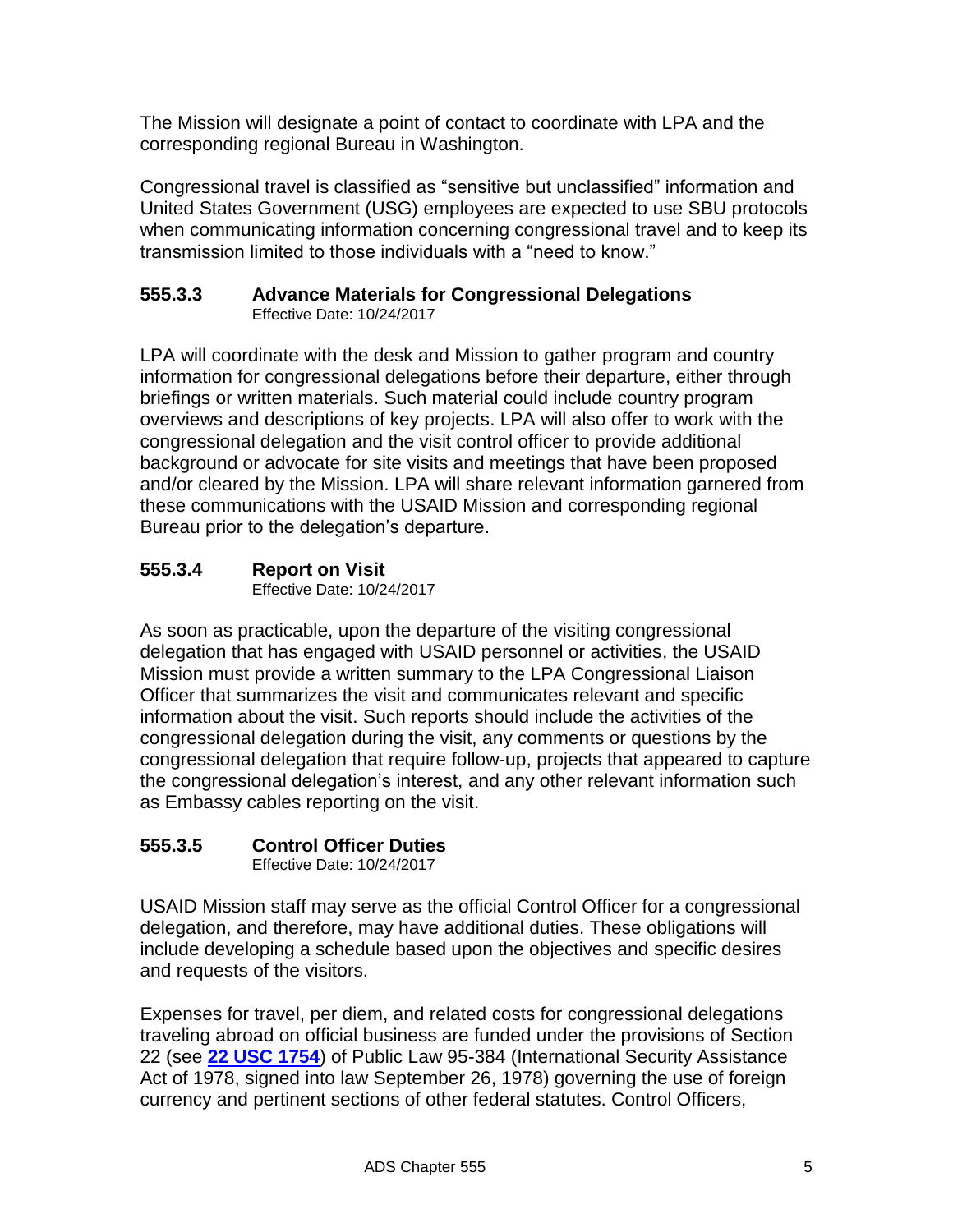The Mission will designate a point of contact to coordinate with LPA and the corresponding regional Bureau in Washington.

Congressional travel is classified as "sensitive but unclassified" information and United States Government (USG) employees are expected to use SBU protocols when communicating information concerning congressional travel and to keep its transmission limited to those individuals with a "need to know."

### 555.3.3 Advance Materials for Congressional Delegations

Effective Date: 10/24/2017

LPA will coordinate with the desk and Mission to gather program and country information for congressional delegations before their departure, either through briefings or written materials. Such material could include country program overviews and descriptions of key projects. LPA will also offer to work with the congressional delegation and the visit control officer to provide additional background or advocate for site visits and meetings that have been proposed and/or cleared by the Mission. LPA will share relevant information garnered from these communications with the USAID Mission and corresponding regional Bureau prior to the delegation's departure.

### 555.3.4 Report on Visit

Effective Date: 10/24/2017

As soon as practicable, upon the departure of the visiting congressional delegation that has engaged with USAID personnel or activities, the USAID Mission must provide a written summary to the LPA Congressional Liaison Officer that summarizes the visit and communicates relevant and specific information about the visit. Such reports should include the activities of the congressional delegation during the visit, any comments or questions by the congressional delegation that require follow-up, projects that appeared to capture the congressional delegation's interest, and any other relevant information such as Embassy cables reporting on the visit.

### 555.3.5 Control Officer Duties

Effective Date: 10/24/2017

USAID Mission staff may serve as the official Control Officer for a congressional delegation, and therefore, may have additional duties. These obligations will include developing a schedule based upon the objectives and specific desires and requests of the visitors.

Expenses for travel, per diem, and related costs for congressional delegations traveling abroad on official business are funded under the provisions of Section 22 (see **22 USC 1754**) of Public Law 95-384 (International Security Assistance Act of 1978, signed into law September 26, 1978) governing the use of foreign currency and pertinent sections of other federal statutes. Control Officers,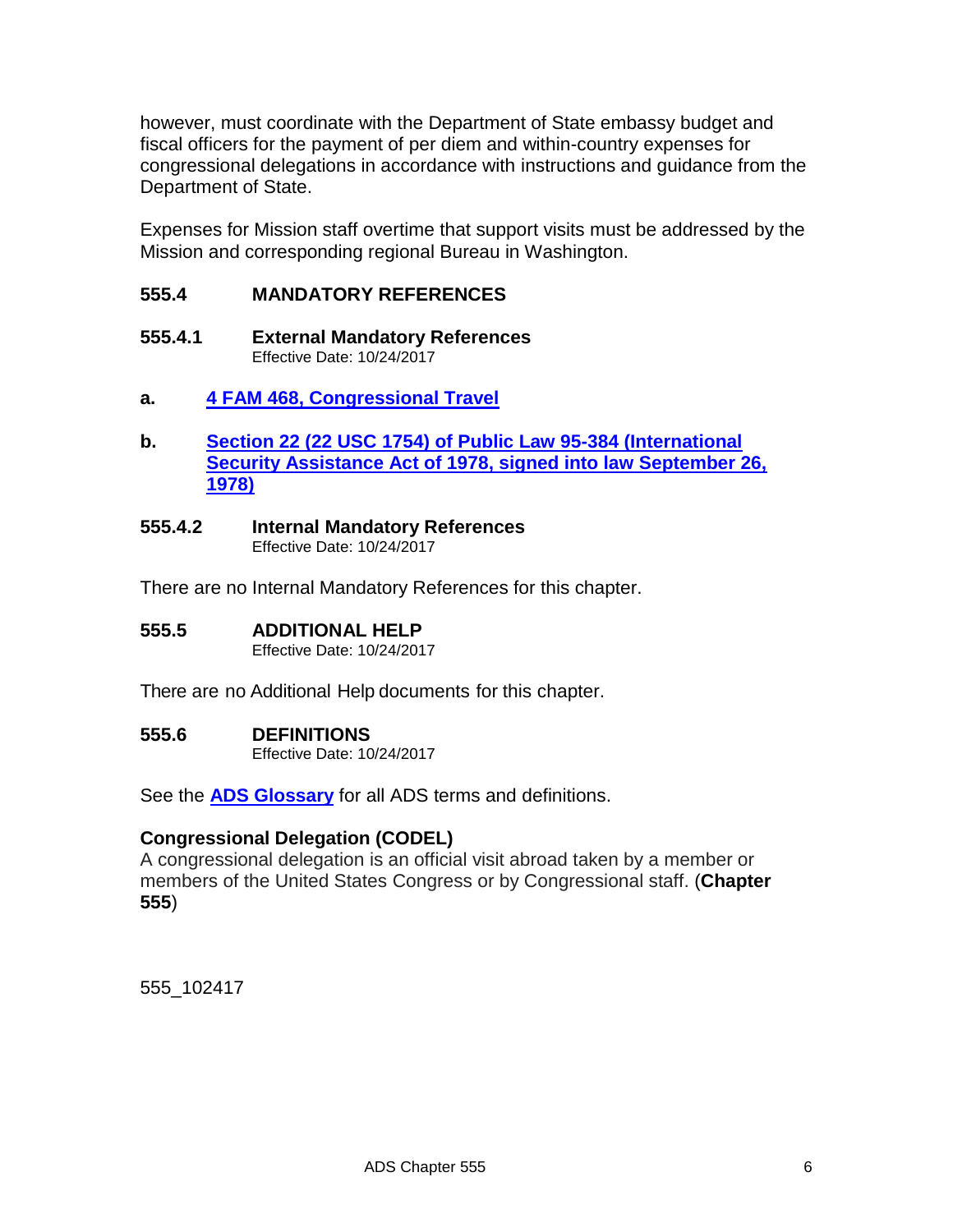however, must coordinate with the Department of State embassy budget and fiscal officers for the payment of per diem and within-country expenses for congressional delegations in accordance with instructions and guidance from the Department of State.

Expenses for Mission staff overtime that support visits must be addressed by the Mission and corresponding regional Bureau in Washington.

## 555.4 MANDATORY REFERENCES

### 555.4.1 External Mandatory References
Effective Date: 10/24/2017

**a.** **4 FAM 468, Congressional Travel**

**b.** **Section 22 (22 USC 1754) of Public Law 95-384 (International Security Assistance Act of 1978, signed into law September 26, 1978)**

### 555.4.2 Internal Mandatory References
Effective Date: 10/24/2017

There are no Internal Mandatory References for this chapter.

## 555.5 ADDITIONAL HELP
Effective Date: 10/24/2017

There are no Additional Help documents for this chapter.

## 555.6 DEFINITIONS
Effective Date: 10/24/2017

See the **ADS Glossary** for all ADS terms and definitions.

**Congressional Delegation (CODEL)**
A congressional delegation is an official visit abroad taken by a member or members of the United States Congress or by Congressional staff. (**Chapter 555**)

555_102417